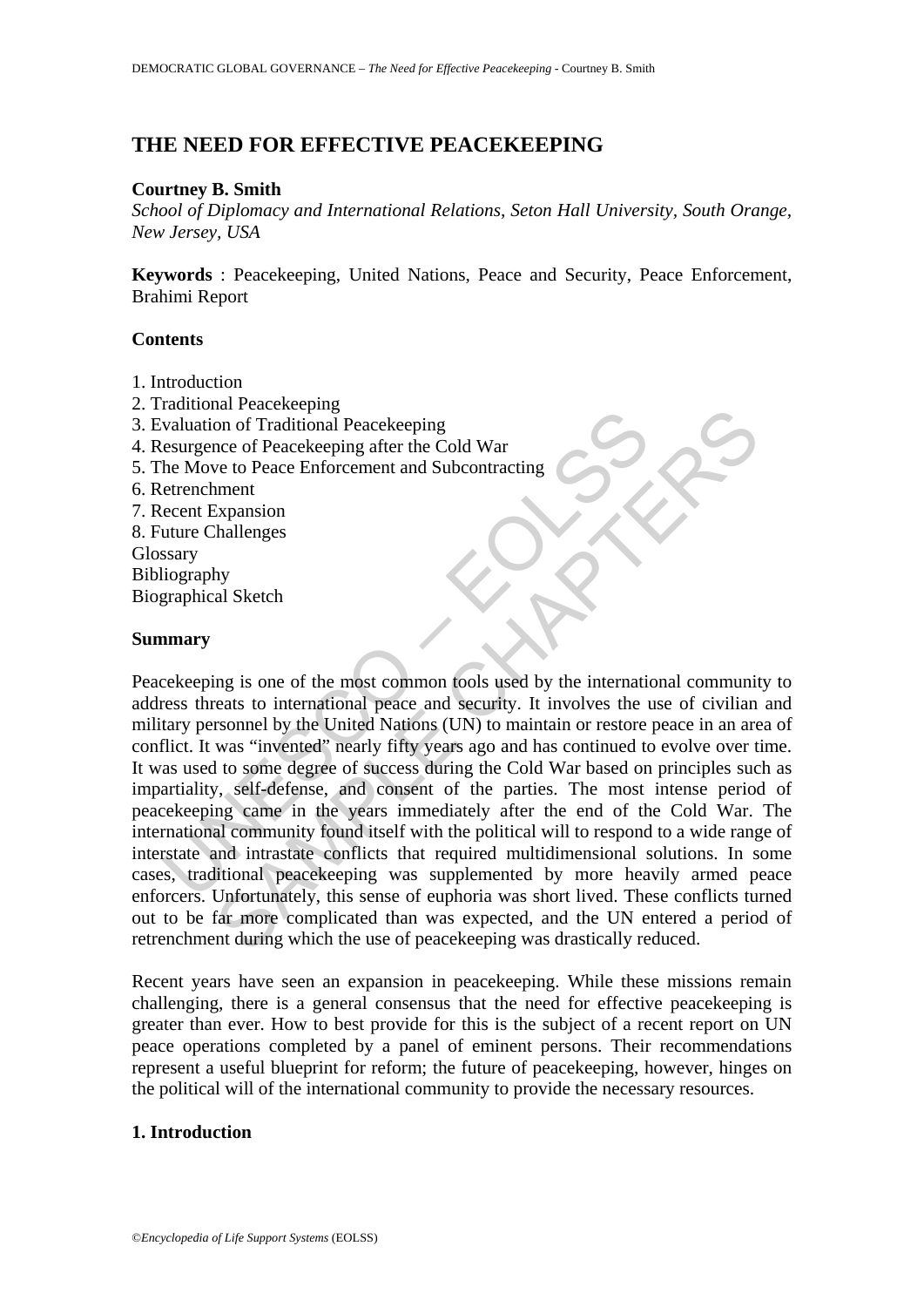# THE NEED FOR EFFECTIVE PEACEKEEPING

**Courtney B. Smith**

*School of Diplomacy and International Relations, Seton Hall University, South Orange, New Jersey, USA*

**Keywords** : Peacekeeping, United Nations, Peace and Security, Peace Enforcement, Brahimi Report

## Contents

1. Introduction
2. Traditional Peacekeeping
3. Evaluation of Traditional Peacekeeping
4. Resurgence of Peacekeeping after the Cold War
5. The Move to Peace Enforcement and Subcontracting
6. Retrenchment
7. Recent Expansion
8. Future Challenges

Glossary
Bibliography
Biographical Sketch

## Summary

Peacekeeping is one of the most common tools used by the international community to address threats to international peace and security. It involves the use of civilian and military personnel by the United Nations (UN) to maintain or restore peace in an area of conflict. It was "invented" nearly fifty years ago and has continued to evolve over time. It was used to some degree of success during the Cold War based on principles such as impartiality, self-defense, and consent of the parties. The most intense period of peacekeeping came in the years immediately after the end of the Cold War. The international community found itself with the political will to respond to a wide range of interstate and intrastate conflicts that required multidimensional solutions. In some cases, traditional peacekeeping was supplemented by more heavily armed peace enforcers. Unfortunately, this sense of euphoria was short lived. These conflicts turned out to be far more complicated than was expected, and the UN entered a period of retrenchment during which the use of peacekeeping was drastically reduced.

Recent years have seen an expansion in peacekeeping. While these missions remain challenging, there is a general consensus that the need for effective peacekeeping is greater than ever. How to best provide for this is the subject of a recent report on UN peace operations completed by a panel of eminent persons. Their recommendations represent a useful blueprint for reform; the future of peacekeeping, however, hinges on the political will of the international community to provide the necessary resources.

## 1. Introduction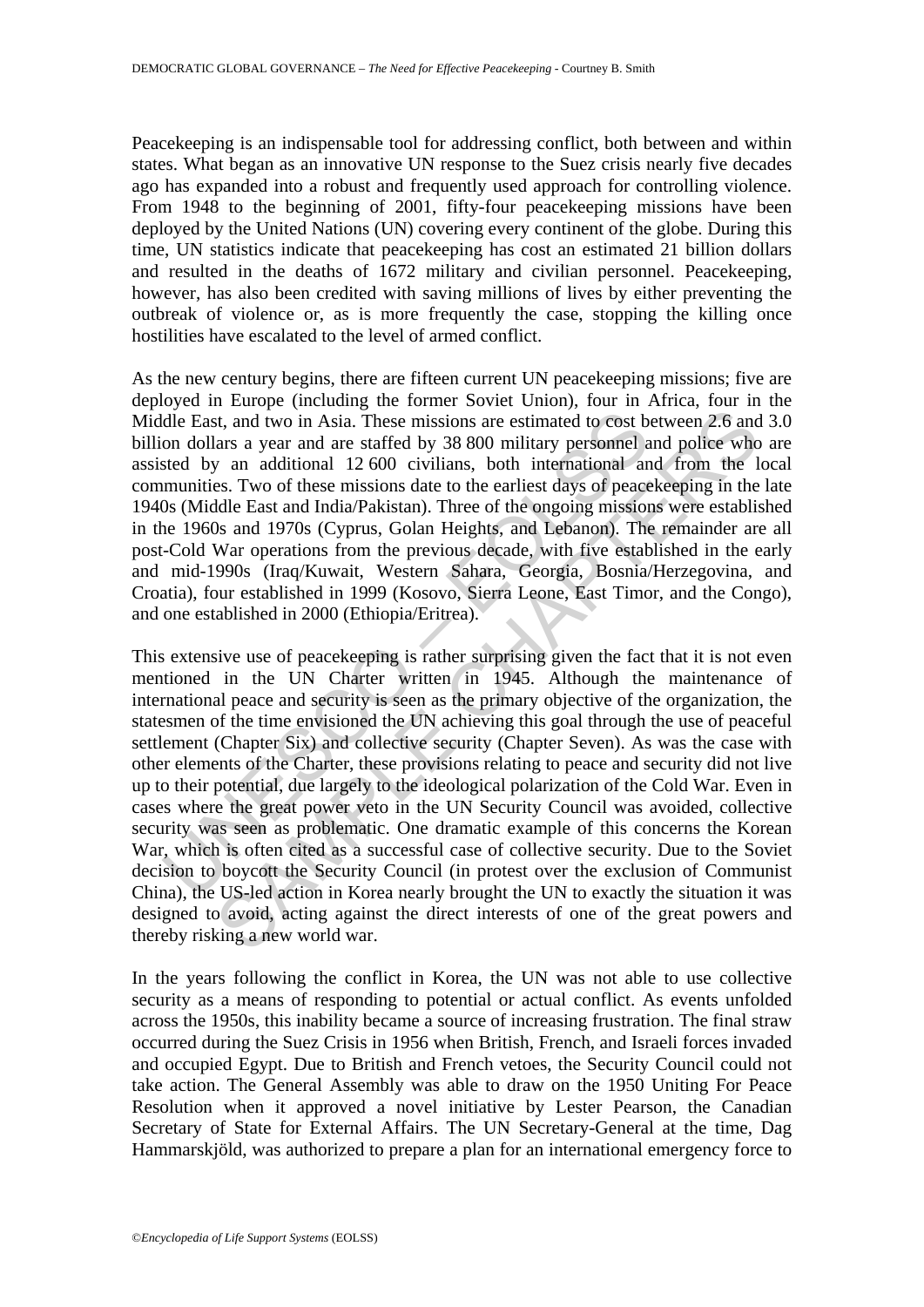Peacekeeping is an indispensable tool for addressing conflict, both between and within states. What began as an innovative UN response to the Suez crisis nearly five decades ago has expanded into a robust and frequently used approach for controlling violence. From 1948 to the beginning of 2001, fifty-four peacekeeping missions have been deployed by the United Nations (UN) covering every continent of the globe. During this time, UN statistics indicate that peacekeeping has cost an estimated 21 billion dollars and resulted in the deaths of 1672 military and civilian personnel. Peacekeeping, however, has also been credited with saving millions of lives by either preventing the outbreak of violence or, as is more frequently the case, stopping the killing once hostilities have escalated to the level of armed conflict.

As the new century begins, there are fifteen current UN peacekeeping missions; five are deployed in Europe (including the former Soviet Union), four in Africa, four in the Middle East, and two in Asia. These missions are estimated to cost between 2.6 and 3.0 billion dollars a year and are staffed by 38 800 military personnel and police who are assisted by an additional 12 600 civilians, both international and from the local communities. Two of these missions date to the earliest days of peacekeeping in the late 1940s (Middle East and India/Pakistan). Three of the ongoing missions were established in the 1960s and 1970s (Cyprus, Golan Heights, and Lebanon). The remainder are all post-Cold War operations from the previous decade, with five established in the early and mid-1990s (Iraq/Kuwait, Western Sahara, Georgia, Bosnia/Herzegovina, and Croatia), four established in 1999 (Kosovo, Sierra Leone, East Timor, and the Congo), and one established in 2000 (Ethiopia/Eritrea).

This extensive use of peacekeeping is rather surprising given the fact that it is not even mentioned in the UN Charter written in 1945. Although the maintenance of international peace and security is seen as the primary objective of the organization, the statesmen of the time envisioned the UN achieving this goal through the use of peaceful settlement (Chapter Six) and collective security (Chapter Seven). As was the case with other elements of the Charter, these provisions relating to peace and security did not live up to their potential, due largely to the ideological polarization of the Cold War. Even in cases where the great power veto in the UN Security Council was avoided, collective security was seen as problematic. One dramatic example of this concerns the Korean War, which is often cited as a successful case of collective security. Due to the Soviet decision to boycott the Security Council (in protest over the exclusion of Communist China), the US-led action in Korea nearly brought the UN to exactly the situation it was designed to avoid, acting against the direct interests of one of the great powers and thereby risking a new world war.

In the years following the conflict in Korea, the UN was not able to use collective security as a means of responding to potential or actual conflict. As events unfolded across the 1950s, this inability became a source of increasing frustration. The final straw occurred during the Suez Crisis in 1956 when British, French, and Israeli forces invaded and occupied Egypt. Due to British and French vetoes, the Security Council could not take action. The General Assembly was able to draw on the 1950 Uniting For Peace Resolution when it approved a novel initiative by Lester Pearson, the Canadian Secretary of State for External Affairs. The UN Secretary-General at the time, Dag Hammarskjöld, was authorized to prepare a plan for an international emergency force to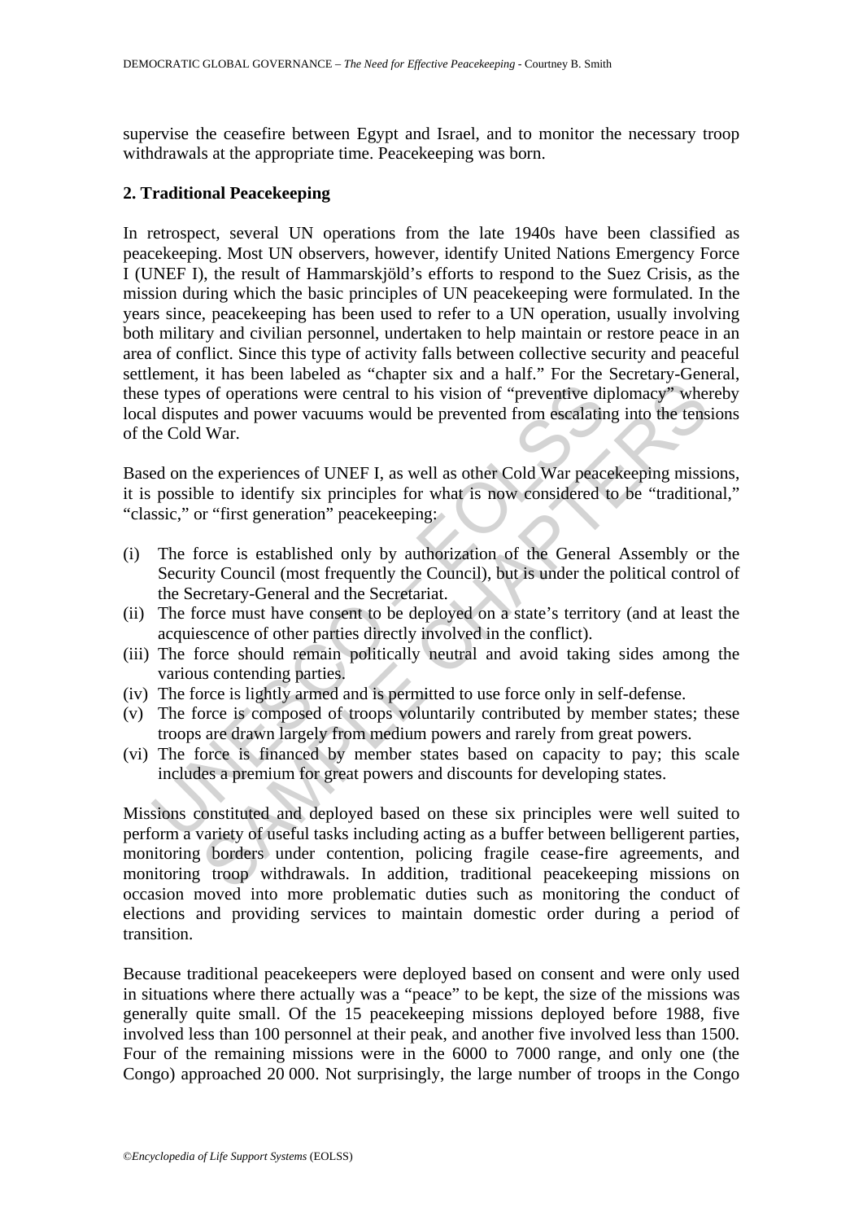supervise the ceasefire between Egypt and Israel, and to monitor the necessary troop withdrawals at the appropriate time. Peacekeeping was born.

## 2. Traditional Peacekeeping

In retrospect, several UN operations from the late 1940s have been classified as peacekeeping. Most UN observers, however, identify United Nations Emergency Force I (UNEF I), the result of Hammarskjöld's efforts to respond to the Suez Crisis, as the mission during which the basic principles of UN peacekeeping were formulated. In the years since, peacekeeping has been used to refer to a UN operation, usually involving both military and civilian personnel, undertaken to help maintain or restore peace in an area of conflict. Since this type of activity falls between collective security and peaceful settlement, it has been labeled as "chapter six and a half." For the Secretary-General, these types of operations were central to his vision of "preventive diplomacy" whereby local disputes and power vacuums would be prevented from escalating into the tensions of the Cold War.

Based on the experiences of UNEF I, as well as other Cold War peacekeeping missions, it is possible to identify six principles for what is now considered to be "traditional," "classic," or "first generation" peacekeeping:

(i) The force is established only by authorization of the General Assembly or the Security Council (most frequently the Council), but is under the political control of the Secretary-General and the Secretariat.
(ii) The force must have consent to be deployed on a state's territory (and at least the acquiescence of other parties directly involved in the conflict).
(iii) The force should remain politically neutral and avoid taking sides among the various contending parties.
(iv) The force is lightly armed and is permitted to use force only in self-defense.
(v) The force is composed of troops voluntarily contributed by member states; these troops are drawn largely from medium powers and rarely from great powers.
(vi) The force is financed by member states based on capacity to pay; this scale includes a premium for great powers and discounts for developing states.

Missions constituted and deployed based on these six principles were well suited to perform a variety of useful tasks including acting as a buffer between belligerent parties, monitoring borders under contention, policing fragile cease-fire agreements, and monitoring troop withdrawals. In addition, traditional peacekeeping missions on occasion moved into more problematic duties such as monitoring the conduct of elections and providing services to maintain domestic order during a period of transition.

Because traditional peacekeepers were deployed based on consent and were only used in situations where there actually was a "peace" to be kept, the size of the missions was generally quite small. Of the 15 peacekeeping missions deployed before 1988, five involved less than 100 personnel at their peak, and another five involved less than 1500. Four of the remaining missions were in the 6000 to 7000 range, and only one (the Congo) approached 20 000. Not surprisingly, the large number of troops in the Congo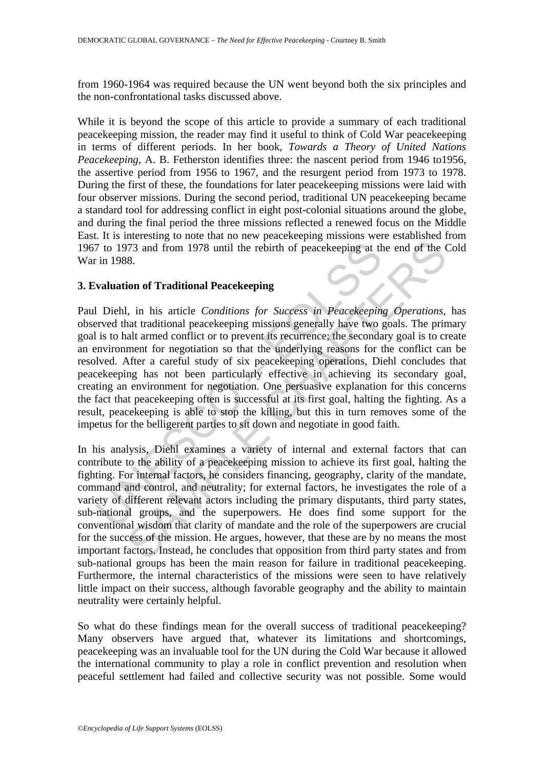from 1960-1964 was required because the UN went beyond both the six principles and the non-confrontational tasks discussed above.

While it is beyond the scope of this article to provide a summary of each traditional peacekeeping mission, the reader may find it useful to think of Cold War peacekeeping in terms of different periods. In her book, *Towards a Theory of United Nations Peacekeeping*, A. B. Fetherston identifies three: the nascent period from 1946 to1956, the assertive period from 1956 to 1967, and the resurgent period from 1973 to 1978. During the first of these, the foundations for later peacekeeping missions were laid with four observer missions. During the second period, traditional UN peacekeeping became a standard tool for addressing conflict in eight post-colonial situations around the globe, and during the final period the three missions reflected a renewed focus on the Middle East. It is interesting to note that no new peacekeeping missions were established from 1967 to 1973 and from 1978 until the rebirth of peacekeeping at the end of the Cold War in 1988.

## 3. Evaluation of Traditional Peacekeeping

Paul Diehl, in his article *Conditions for Success in Peacekeeping Operations*, has observed that traditional peacekeeping missions generally have two goals. The primary goal is to halt armed conflict or to prevent its recurrence; the secondary goal is to create an environment for negotiation so that the underlying reasons for the conflict can be resolved. After a careful study of six peacekeeping operations, Diehl concludes that peacekeeping has not been particularly effective in achieving its secondary goal, creating an environment for negotiation. One persuasive explanation for this concerns the fact that peacekeeping often is successful at its first goal, halting the fighting. As a result, peacekeeping is able to stop the killing, but this in turn removes some of the impetus for the belligerent parties to sit down and negotiate in good faith.

In his analysis, Diehl examines a variety of internal and external factors that can contribute to the ability of a peacekeeping mission to achieve its first goal, halting the fighting. For internal factors, he considers financing, geography, clarity of the mandate, command and control, and neutrality; for external factors, he investigates the role of a variety of different relevant actors including the primary disputants, third party states, sub-national groups, and the superpowers. He does find some support for the conventional wisdom that clarity of mandate and the role of the superpowers are crucial for the success of the mission. He argues, however, that these are by no means the most important factors. Instead, he concludes that opposition from third party states and from sub-national groups has been the main reason for failure in traditional peacekeeping. Furthermore, the internal characteristics of the missions were seen to have relatively little impact on their success, although favorable geography and the ability to maintain neutrality were certainly helpful.

So what do these findings mean for the overall success of traditional peacekeeping? Many observers have argued that, whatever its limitations and shortcomings, peacekeeping was an invaluable tool for the UN during the Cold War because it allowed the international community to play a role in conflict prevention and resolution when peaceful settlement had failed and collective security was not possible. Some would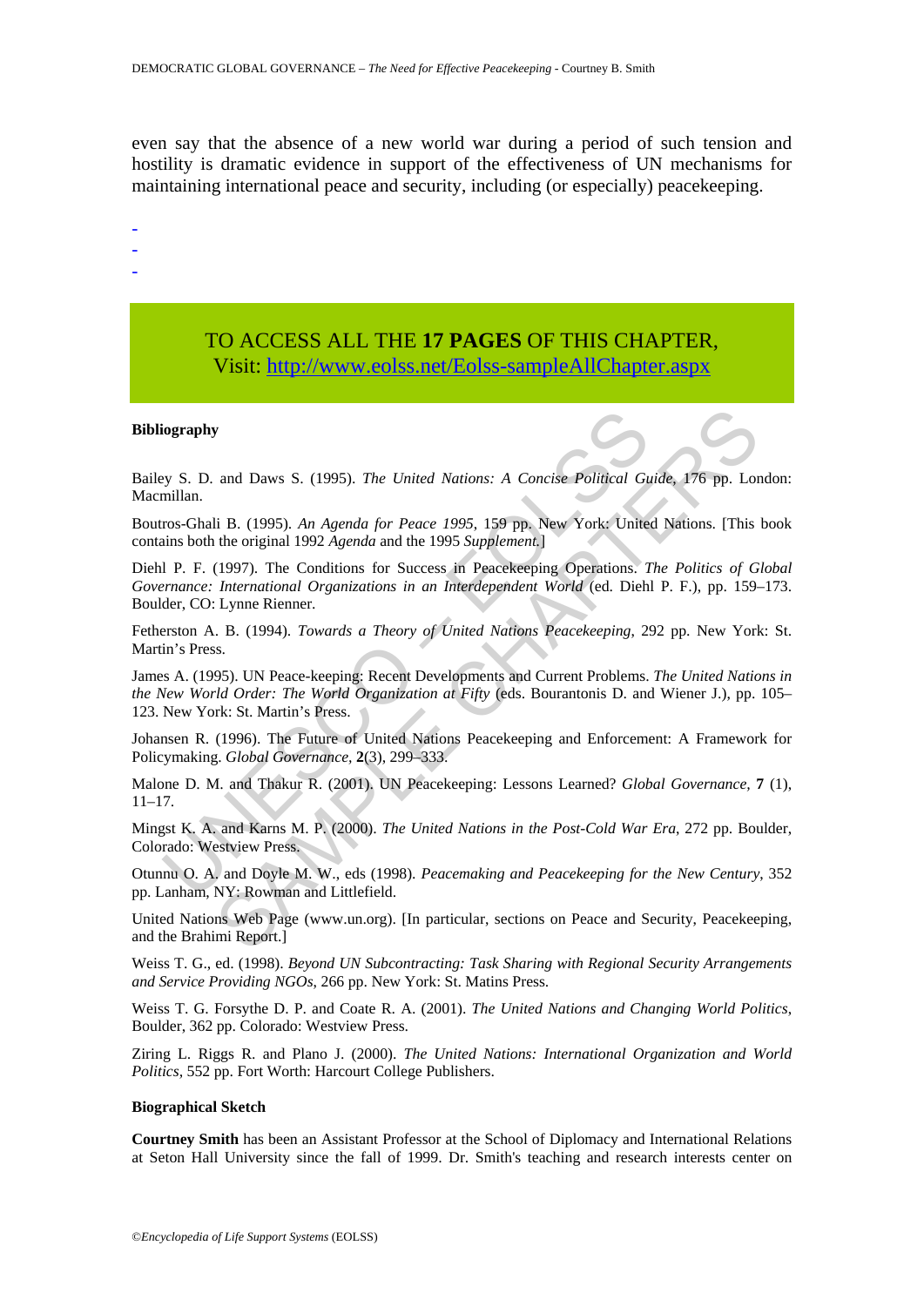even say that the absence of a new world war during a period of such tension and hostility is dramatic evidence in support of the effectiveness of UN mechanisms for maintaining international peace and security, including (or especially) peacekeeping.

-
-
-

TO ACCESS ALL THE **17 PAGES** OF THIS CHAPTER,
Visit: http://www.eolss.net/Eolss-sampleAllChapter.aspx

**Bibliography**

Bailey S. D. and Daws S. (1995). *The United Nations: A Concise Political Guide*, 176 pp. London: Macmillan.

Boutros-Ghali B. (1995). *An Agenda for Peace 1995*, 159 pp. New York: United Nations. [This book contains both the original 1992 *Agenda* and the 1995 *Supplement.*]

Diehl P. F. (1997). The Conditions for Success in Peacekeeping Operations. *The Politics of Global Governance: International Organizations in an Interdependent World* (ed. Diehl P. F.), pp. 159–173. Boulder, CO: Lynne Rienner.

Fetherston A. B. (1994). *Towards a Theory of United Nations Peacekeeping*, 292 pp. New York: St. Martin's Press.

James A. (1995). UN Peace-keeping: Recent Developments and Current Problems. *The United Nations in the New World Order: The World Organization at Fifty* (eds. Bourantonis D. and Wiener J.), pp. 105–123. New York: St. Martin's Press.

Johansen R. (1996). The Future of United Nations Peacekeeping and Enforcement: A Framework for Policymaking. *Global Governance,* **2**(3), 299–333.

Malone D. M. and Thakur R. (2001). UN Peacekeeping: Lessons Learned? *Global Governance,* **7** (1), 11–17.

Mingst K. A. and Karns M. P. (2000). *The United Nations in the Post-Cold War Era*, 272 pp. Boulder, Colorado: Westview Press.

Otunnu O. A. and Doyle M. W., eds (1998). *Peacemaking and Peacekeeping for the New Century*, 352 pp. Lanham, NY: Rowman and Littlefield.

United Nations Web Page (www.un.org). [In particular, sections on Peace and Security, Peacekeeping, and the Brahimi Report.]

Weiss T. G., ed. (1998). *Beyond UN Subcontracting: Task Sharing with Regional Security Arrangements and Service Providing NGOs*, 266 pp. New York: St. Matins Press.

Weiss T. G. Forsythe D. P. and Coate R. A. (2001). *The United Nations and Changing World Politics*, Boulder, 362 pp. Colorado: Westview Press.

Ziring L. Riggs R. and Plano J. (2000). *The United Nations: International Organization and World Politics*, 552 pp. Fort Worth: Harcourt College Publishers.

**Biographical Sketch**

**Courtney Smith** has been an Assistant Professor at the School of Diplomacy and International Relations at Seton Hall University since the fall of 1999. Dr. Smith's teaching and research interests center on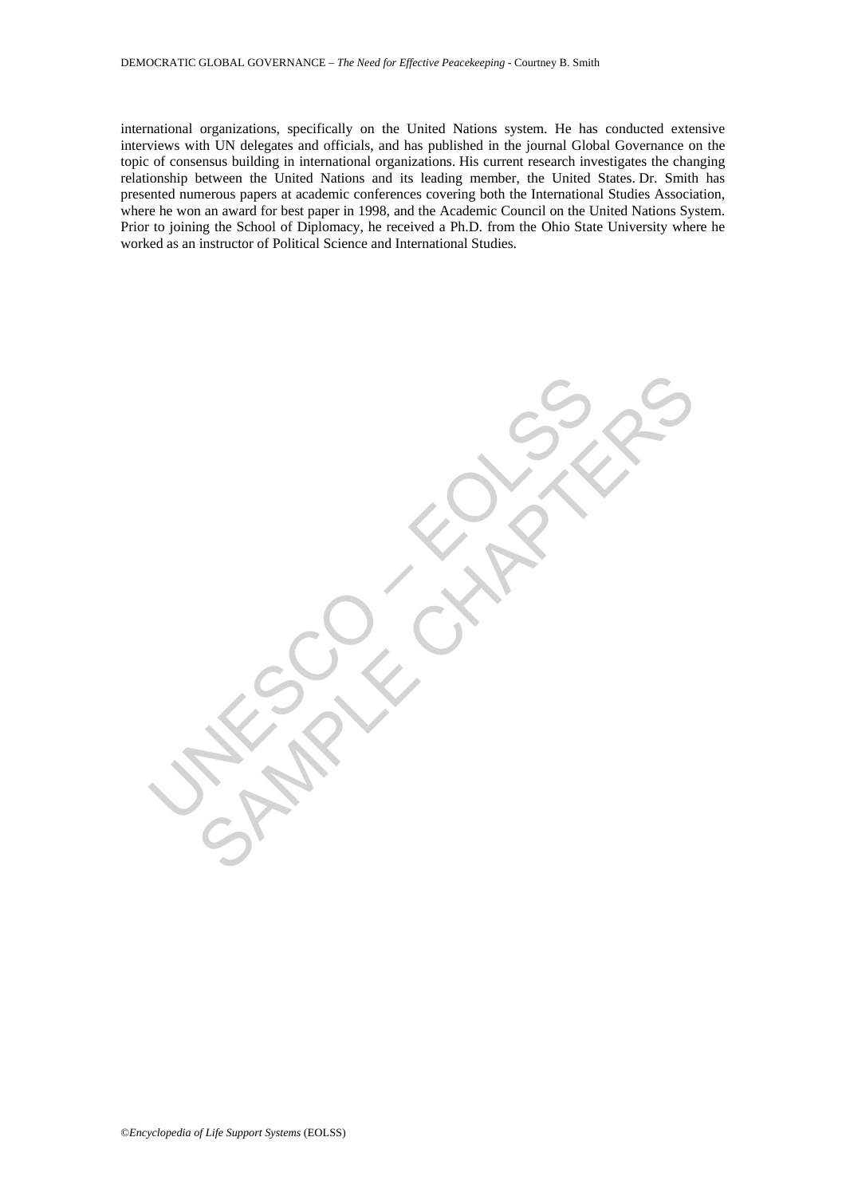international organizations, specifically on the United Nations system. He has conducted extensive interviews with UN delegates and officials, and has published in the journal Global Governance on the topic of consensus building in international organizations. His current research investigates the changing relationship between the United Nations and its leading member, the United States. Dr. Smith has presented numerous papers at academic conferences covering both the International Studies Association, where he won an award for best paper in 1998, and the Academic Council on the United Nations System. Prior to joining the School of Diplomacy, he received a Ph.D. from the Ohio State University where he worked as an instructor of Political Science and International Studies.